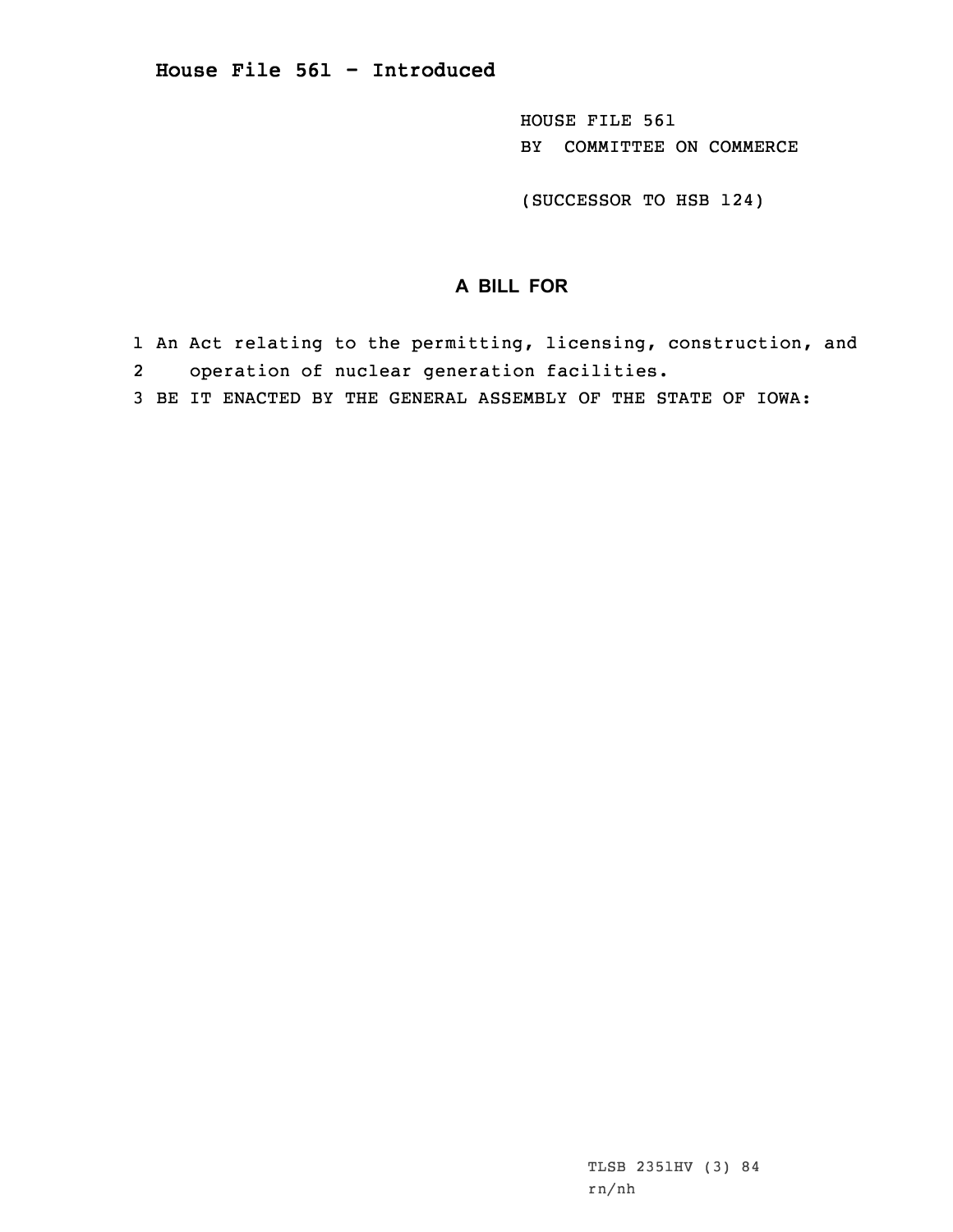# House File 561 - Introduced

HOUSE FILE 561
BY COMMITTEE ON COMMERCE

(SUCCESSOR TO HSB 124)

## A BILL FOR

1 An Act relating to the permitting, licensing, construction, and
2 operation of nuclear generation facilities.
3 BE IT ENACTED BY THE GENERAL ASSEMBLY OF THE STATE OF IOWA:

TLSB 2351HV (3) 84
rn/nh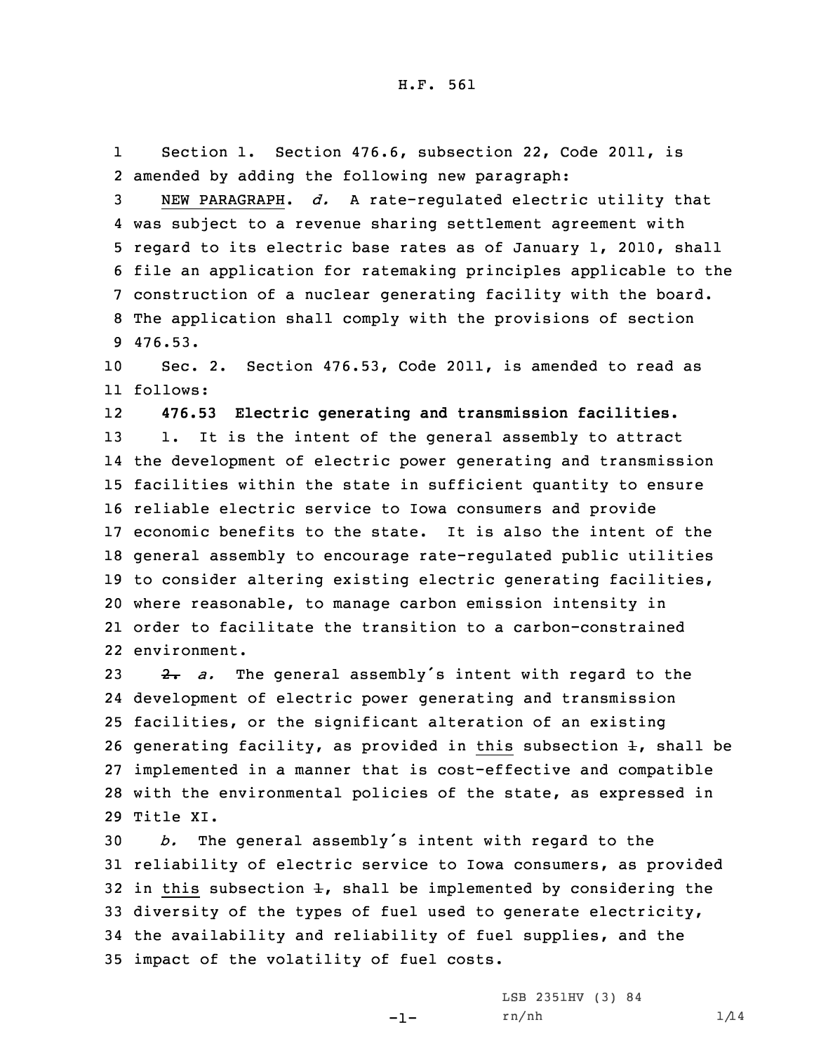Section 1. Section 476.6, subsection 22, Code 2011, is amended by adding the following new paragraph:

NEW PARAGRAPH. *d.* A rate-regulated electric utility that was subject to a revenue sharing settlement agreement with regard to its electric base rates as of January 1, 2010, shall file an application for ratemaking principles applicable to the construction of a nuclear generating facility with the board. The application shall comply with the provisions of section 476.53.

Sec. 2. Section 476.53, Code 2011, is amended to read as follows:

**476.53 Electric generating and transmission facilities.**

1. It is the intent of the general assembly to attract the development of electric power generating and transmission facilities within the state in sufficient quantity to ensure reliable electric service to Iowa consumers and provide economic benefits to the state. It is also the intent of the general assembly to encourage rate-regulated public utilities to consider altering existing electric generating facilities, where reasonable, to manage carbon emission intensity in order to facilitate the transition to a carbon-constrained environment.

~~2.~~ *a.* The general assembly's intent with regard to the development of electric power generating and transmission facilities, or the significant alteration of an existing generating facility, as provided in this subsection ~~1~~, shall be implemented in a manner that is cost-effective and compatible with the environmental policies of the state, as expressed in Title XI.

*b.* The general assembly's intent with regard to the reliability of electric service to Iowa consumers, as provided in this subsection ~~1~~, shall be implemented by considering the diversity of the types of fuel used to generate electricity, the availability and reliability of fuel supplies, and the impact of the volatility of fuel costs.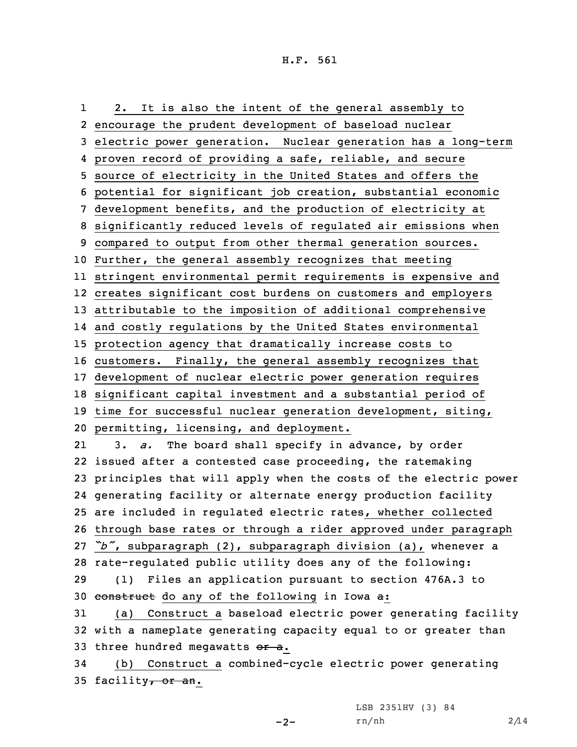2. It is also the intent of the general assembly to encourage the prudent development of baseload nuclear electric power generation. Nuclear generation has a long-term proven record of providing a safe, reliable, and secure source of electricity in the United States and offers the potential for significant job creation, substantial economic development benefits, and the production of electricity at significantly reduced levels of regulated air emissions when compared to output from other thermal generation sources. Further, the general assembly recognizes that meeting stringent environmental permit requirements is expensive and creates significant cost burdens on customers and employers attributable to the imposition of additional comprehensive and costly regulations by the United States environmental protection agency that dramatically increase costs to customers. Finally, the general assembly recognizes that development of nuclear electric power generation requires significant capital investment and a substantial period of time for successful nuclear generation development, siting, permitting, licensing, and deployment.

3. *a.* The board shall specify in advance, by order issued after a contested case proceeding, the ratemaking principles that will apply when the costs of the electric power generating facility or alternate energy production facility are included in regulated electric rates, whether collected through base rates or through a rider approved under paragraph *"b"*, subparagraph (2), subparagraph division (a), whenever a rate-regulated public utility does any of the following:

(1) Files an application pursuant to section 476A.3 to ~~construct~~ do any of the following in Iowa ~~a~~:

(a) Construct a baseload electric power generating facility with a nameplate generating capacity equal to or greater than three hundred megawatts ~~or a~~.

(b) Construct a combined-cycle electric power generating facility~~, or an~~.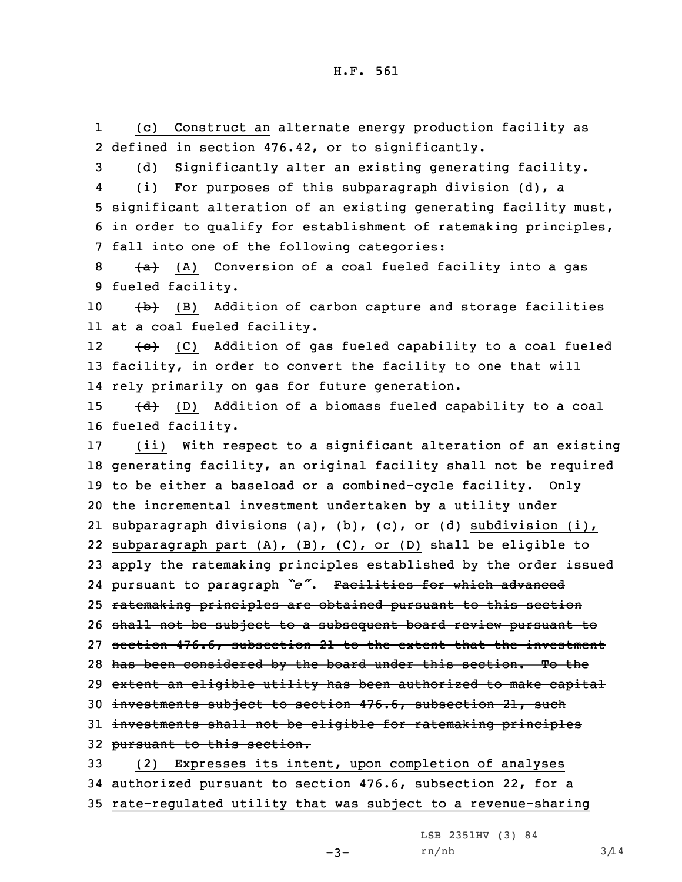(c) Construct an alternate energy production facility as defined in section 476.42~~, or to significantly~~.

(d) Significantly alter an existing generating facility.

(i) For purposes of this subparagraph division (d), a significant alteration of an existing generating facility must, in order to qualify for establishment of ratemaking principles, fall into one of the following categories:

~~(a)~~ (A) Conversion of a coal fueled facility into a gas fueled facility.

~~(b)~~ (B) Addition of carbon capture and storage facilities at a coal fueled facility.

~~(c)~~ (C) Addition of gas fueled capability to a coal fueled facility, in order to convert the facility to one that will rely primarily on gas for future generation.

~~(d)~~ (D) Addition of a biomass fueled capability to a coal fueled facility.

(ii) With respect to a significant alteration of an existing generating facility, an original facility shall not be required to be either a baseload or a combined-cycle facility. Only the incremental investment undertaken by a utility under subparagraph ~~divisions (a), (b), (c), or (d)~~ subdivision (i), subparagraph part (A), (B), (C), or (D) shall be eligible to apply the ratemaking principles established by the order issued pursuant to paragraph *"e"*. ~~Facilities for which advanced ratemaking principles are obtained pursuant to this section shall not be subject to a subsequent board review pursuant to section 476.6, subsection 21 to the extent that the investment has been considered by the board under this section. To the extent an eligible utility has been authorized to make capital investments subject to section 476.6, subsection 21, such investments shall not be eligible for ratemaking principles pursuant to this section.~~

(2) Expresses its intent, upon completion of analyses authorized pursuant to section 476.6, subsection 22, for a rate-regulated utility that was subject to a revenue-sharing

LSB 2351HV (3) 84
rn/nh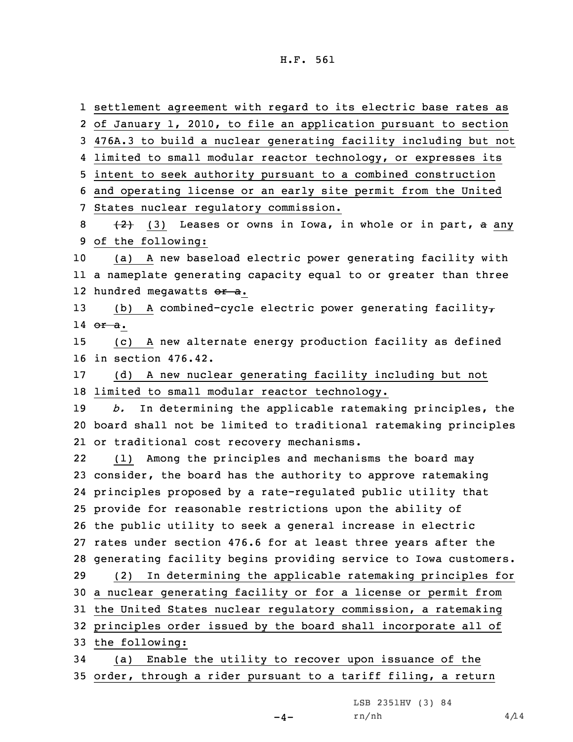settlement agreement with regard to its electric base rates as of January 1, 2010, to file an application pursuant to section 476A.3 to build a nuclear generating facility including but not limited to small modular reactor technology, or expresses its intent to seek authority pursuant to a combined construction and operating license or an early site permit from the United States nuclear regulatory commission.

~~(2)~~ (3) Leases or owns in Iowa, in whole or in part, ~~a~~ any of the following:

(a) A new baseload electric power generating facility with a nameplate generating capacity equal to or greater than three hundred megawatts ~~or a~~.

(b) A combined-cycle electric power generating facility~~,~~ ~~or a~~.

(c) A new alternate energy production facility as defined in section 476.42.

(d) A new nuclear generating facility including but not limited to small modular reactor technology.

*b.* In determining the applicable ratemaking principles, the board shall not be limited to traditional ratemaking principles or traditional cost recovery mechanisms.

(1) Among the principles and mechanisms the board may consider, the board has the authority to approve ratemaking principles proposed by a rate-regulated public utility that provide for reasonable restrictions upon the ability of the public utility to seek a general increase in electric rates under section 476.6 for at least three years after the generating facility begins providing service to Iowa customers.

(2) In determining the applicable ratemaking principles for a nuclear generating facility or for a license or permit from the United States nuclear regulatory commission, a ratemaking principles order issued by the board shall incorporate all of the following:

(a) Enable the utility to recover upon issuance of the order, through a rider pursuant to a tariff filing, a return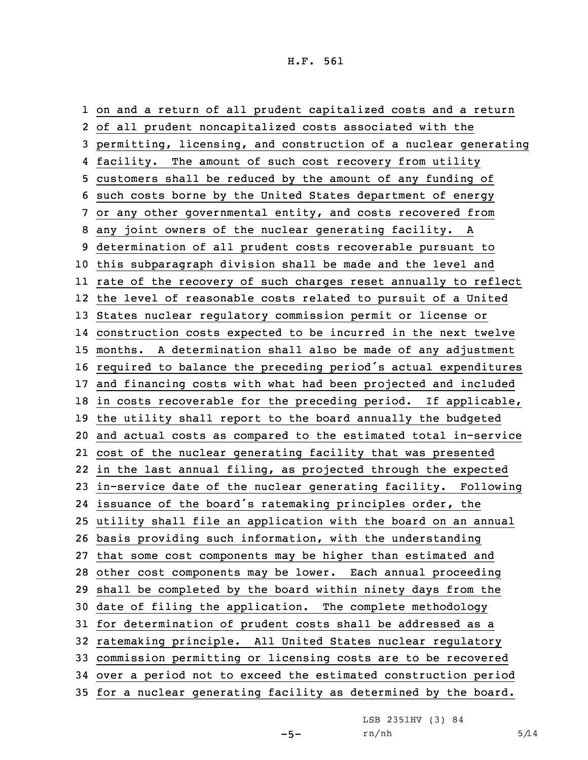on and a return of all prudent capitalized costs and a return of all prudent noncapitalized costs associated with the permitting, licensing, and construction of a nuclear generating facility. The amount of such cost recovery from utility customers shall be reduced by the amount of any funding of such costs borne by the United States department of energy or any other governmental entity, and costs recovered from any joint owners of the nuclear generating facility. A determination of all prudent costs recoverable pursuant to this subparagraph division shall be made and the level and rate of the recovery of such charges reset annually to reflect the level of reasonable costs related to pursuit of a United States nuclear regulatory commission permit or license or construction costs expected to be incurred in the next twelve months. A determination shall also be made of any adjustment required to balance the preceding period's actual expenditures and financing costs with what had been projected and included in costs recoverable for the preceding period. If applicable, the utility shall report to the board annually the budgeted and actual costs as compared to the estimated total in-service cost of the nuclear generating facility that was presented in the last annual filing, as projected through the expected in-service date of the nuclear generating facility. Following issuance of the board's ratemaking principles order, the utility shall file an application with the board on an annual basis providing such information, with the understanding that some cost components may be higher than estimated and other cost components may be lower. Each annual proceeding shall be completed by the board within ninety days from the date of filing the application. The complete methodology for determination of prudent costs shall be addressed as a ratemaking principle. All United States nuclear regulatory commission permitting or licensing costs are to be recovered over a period not to exceed the estimated construction period for a nuclear generating facility as determined by the board.

LSB 2351HV (3) 84
rn/nh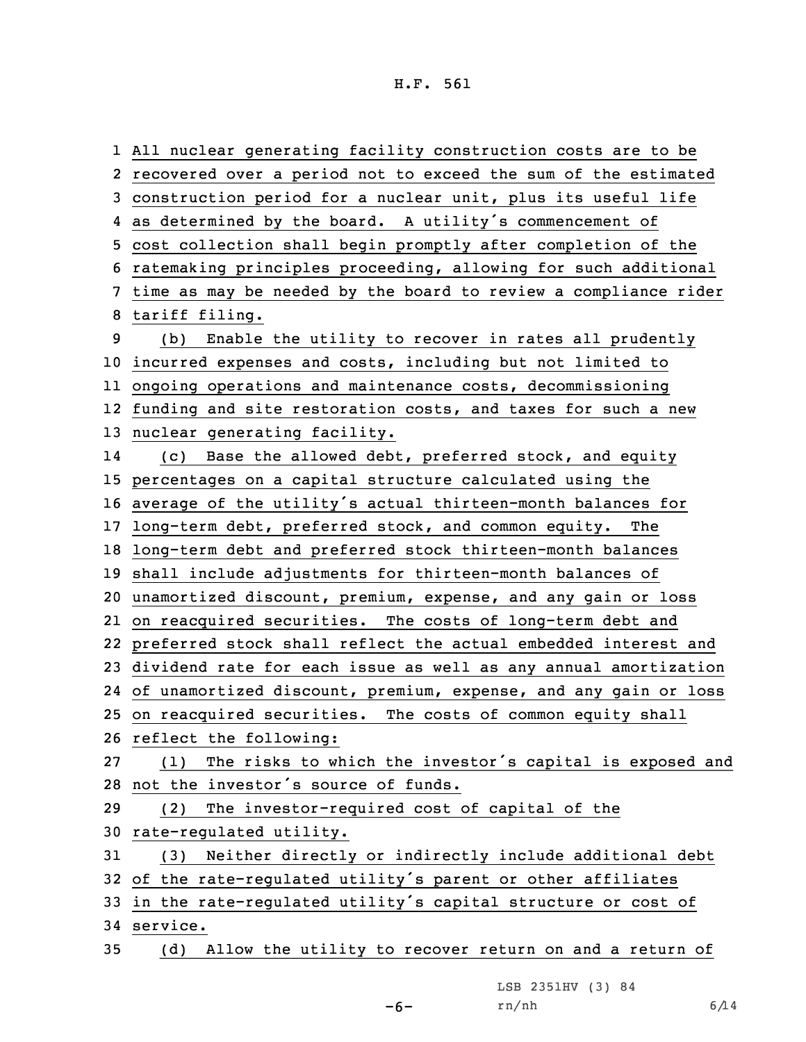All nuclear generating facility construction costs are to be recovered over a period not to exceed the sum of the estimated construction period for a nuclear unit, plus its useful life as determined by the board. A utility's commencement of cost collection shall begin promptly after completion of the ratemaking principles proceeding, allowing for such additional time as may be needed by the board to review a compliance rider tariff filing.

(b) Enable the utility to recover in rates all prudently incurred expenses and costs, including but not limited to ongoing operations and maintenance costs, decommissioning funding and site restoration costs, and taxes for such a new nuclear generating facility.

(c) Base the allowed debt, preferred stock, and equity percentages on a capital structure calculated using the average of the utility's actual thirteen-month balances for long-term debt, preferred stock, and common equity. The long-term debt and preferred stock thirteen-month balances shall include adjustments for thirteen-month balances of unamortized discount, premium, expense, and any gain or loss on reacquired securities. The costs of long-term debt and preferred stock shall reflect the actual embedded interest and dividend rate for each issue as well as any annual amortization of unamortized discount, premium, expense, and any gain or loss on reacquired securities. The costs of common equity shall reflect the following:

(1) The risks to which the investor's capital is exposed and not the investor's source of funds.

(2) The investor-required cost of capital of the rate-regulated utility.

(3) Neither directly or indirectly include additional debt of the rate-regulated utility's parent or other affiliates in the rate-regulated utility's capital structure or cost of service.

(d) Allow the utility to recover return on and a return of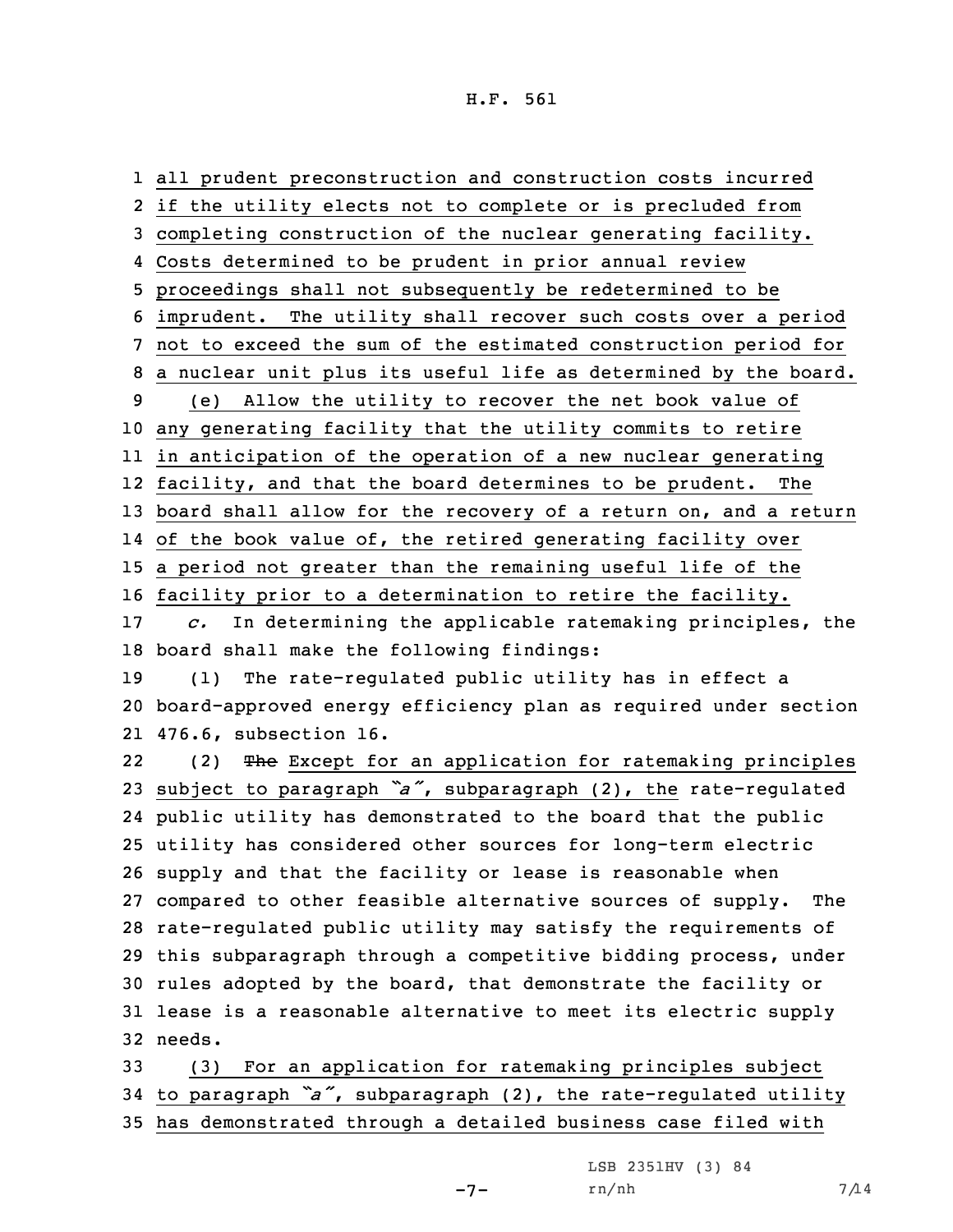all prudent preconstruction and construction costs incurred if the utility elects not to complete or is precluded from completing construction of the nuclear generating facility. Costs determined to be prudent in prior annual review proceedings shall not subsequently be redetermined to be imprudent. The utility shall recover such costs over a period not to exceed the sum of the estimated construction period for a nuclear unit plus its useful life as determined by the board.

(e) Allow the utility to recover the net book value of any generating facility that the utility commits to retire in anticipation of the operation of a new nuclear generating facility, and that the board determines to be prudent. The board shall allow for the recovery of a return on, and a return of the book value of, the retired generating facility over a period not greater than the remaining useful life of the facility prior to a determination to retire the facility.

*c.* In determining the applicable ratemaking principles, the board shall make the following findings:

(1) The rate-regulated public utility has in effect a board-approved energy efficiency plan as required under section 476.6, subsection 16.

(2) ~~The~~ Except for an application for ratemaking principles subject to paragraph *"a"*, subparagraph (2), the rate-regulated public utility has demonstrated to the board that the public utility has considered other sources for long-term electric supply and that the facility or lease is reasonable when compared to other feasible alternative sources of supply. The rate-regulated public utility may satisfy the requirements of this subparagraph through a competitive bidding process, under rules adopted by the board, that demonstrate the facility or lease is a reasonable alternative to meet its electric supply needs.

(3) For an application for ratemaking principles subject to paragraph *"a"*, subparagraph (2), the rate-regulated utility has demonstrated through a detailed business case filed with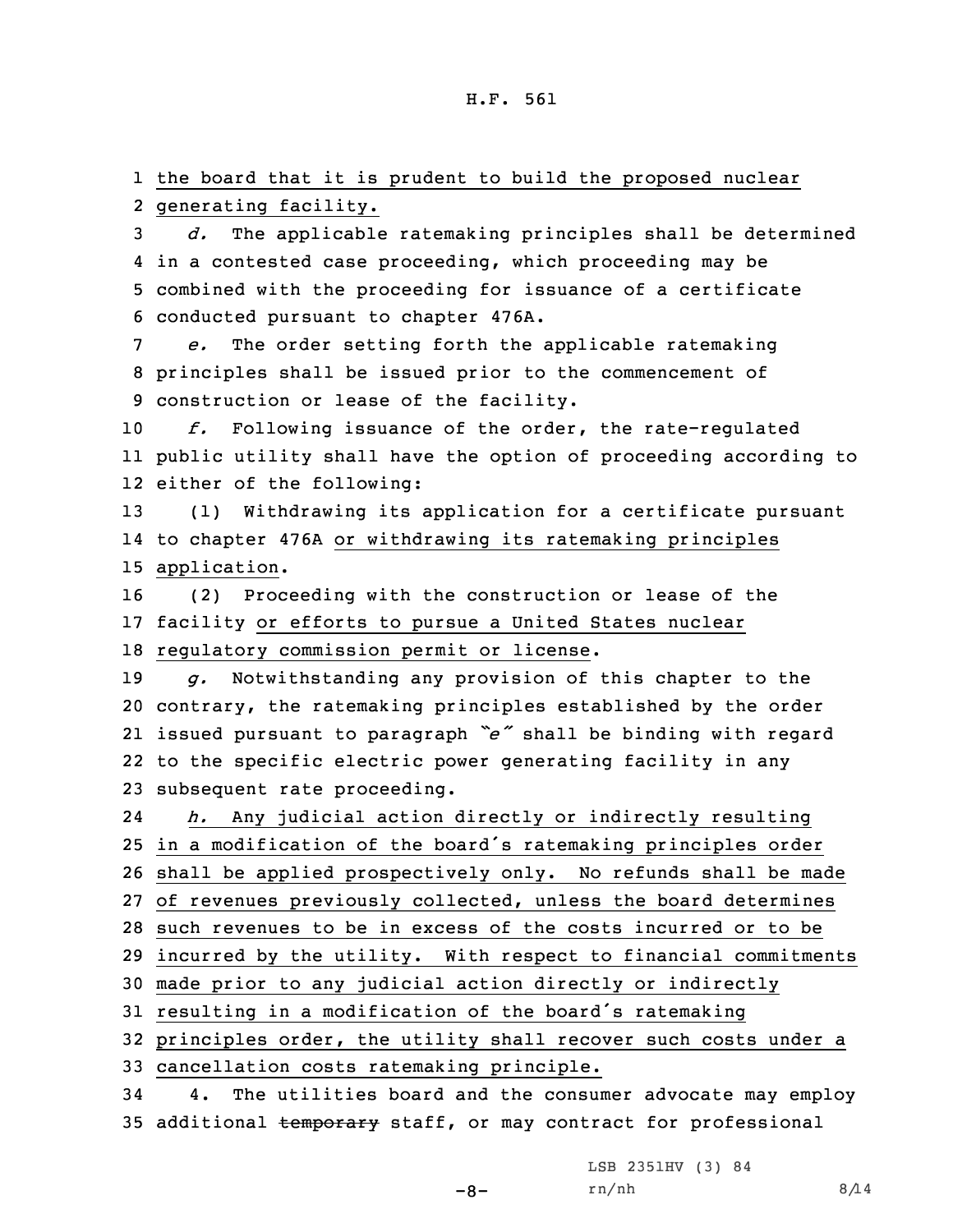the board that it is prudent to build the proposed nuclear generating facility.

*d.* The applicable ratemaking principles shall be determined in a contested case proceeding, which proceeding may be combined with the proceeding for issuance of a certificate conducted pursuant to chapter 476A.

*e.* The order setting forth the applicable ratemaking principles shall be issued prior to the commencement of construction or lease of the facility.

*f.* Following issuance of the order, the rate-regulated public utility shall have the option of proceeding according to either of the following:

(1) Withdrawing its application for a certificate pursuant to chapter 476A or withdrawing its ratemaking principles application.

(2) Proceeding with the construction or lease of the facility or efforts to pursue a United States nuclear regulatory commission permit or license.

*g.* Notwithstanding any provision of this chapter to the contrary, the ratemaking principles established by the order issued pursuant to paragraph *"e"* shall be binding with regard to the specific electric power generating facility in any subsequent rate proceeding.

*h.* Any judicial action directly or indirectly resulting in a modification of the board's ratemaking principles order shall be applied prospectively only. No refunds shall be made of revenues previously collected, unless the board determines such revenues to be in excess of the costs incurred or to be incurred by the utility. With respect to financial commitments made prior to any judicial action directly or indirectly resulting in a modification of the board's ratemaking principles order, the utility shall recover such costs under a cancellation costs ratemaking principle.

4. The utilities board and the consumer advocate may employ additional ~~temporary~~ staff, or may contract for professional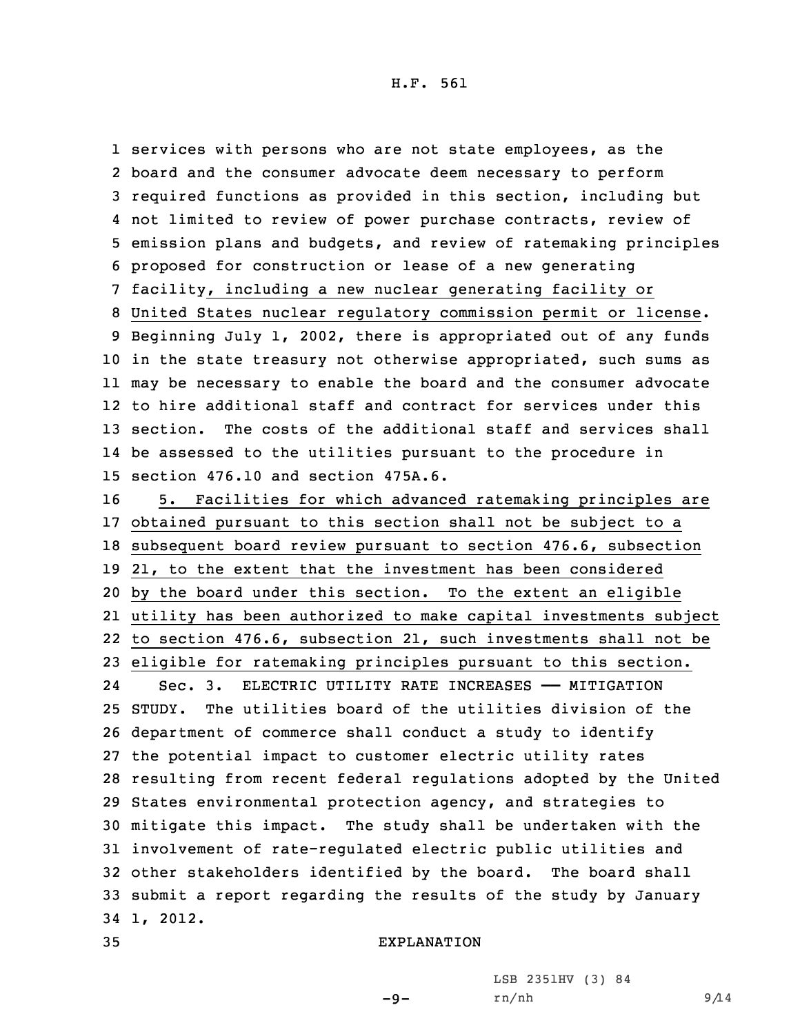services with persons who are not state employees, as the board and the consumer advocate deem necessary to perform required functions as provided in this section, including but not limited to review of power purchase contracts, review of emission plans and budgets, and review of ratemaking principles proposed for construction or lease of a new generating facility, including a new nuclear generating facility or United States nuclear regulatory commission permit or license. Beginning July 1, 2002, there is appropriated out of any funds in the state treasury not otherwise appropriated, such sums as may be necessary to enable the board and the consumer advocate to hire additional staff and contract for services under this section. The costs of the additional staff and services shall be assessed to the utilities pursuant to the procedure in section 476.10 and section 475A.6.

5. Facilities for which advanced ratemaking principles are obtained pursuant to this section shall not be subject to a subsequent board review pursuant to section 476.6, subsection 21, to the extent that the investment has been considered by the board under this section. To the extent an eligible utility has been authorized to make capital investments subject to section 476.6, subsection 21, such investments shall not be eligible for ratemaking principles pursuant to this section.

Sec. 3. ELECTRIC UTILITY RATE INCREASES —— MITIGATION STUDY. The utilities board of the utilities division of the department of commerce shall conduct a study to identify the potential impact to customer electric utility rates resulting from recent federal regulations adopted by the United States environmental protection agency, and strategies to mitigate this impact. The study shall be undertaken with the involvement of rate-regulated electric public utilities and other stakeholders identified by the board. The board shall submit a report regarding the results of the study by January 1, 2012.

EXPLANATION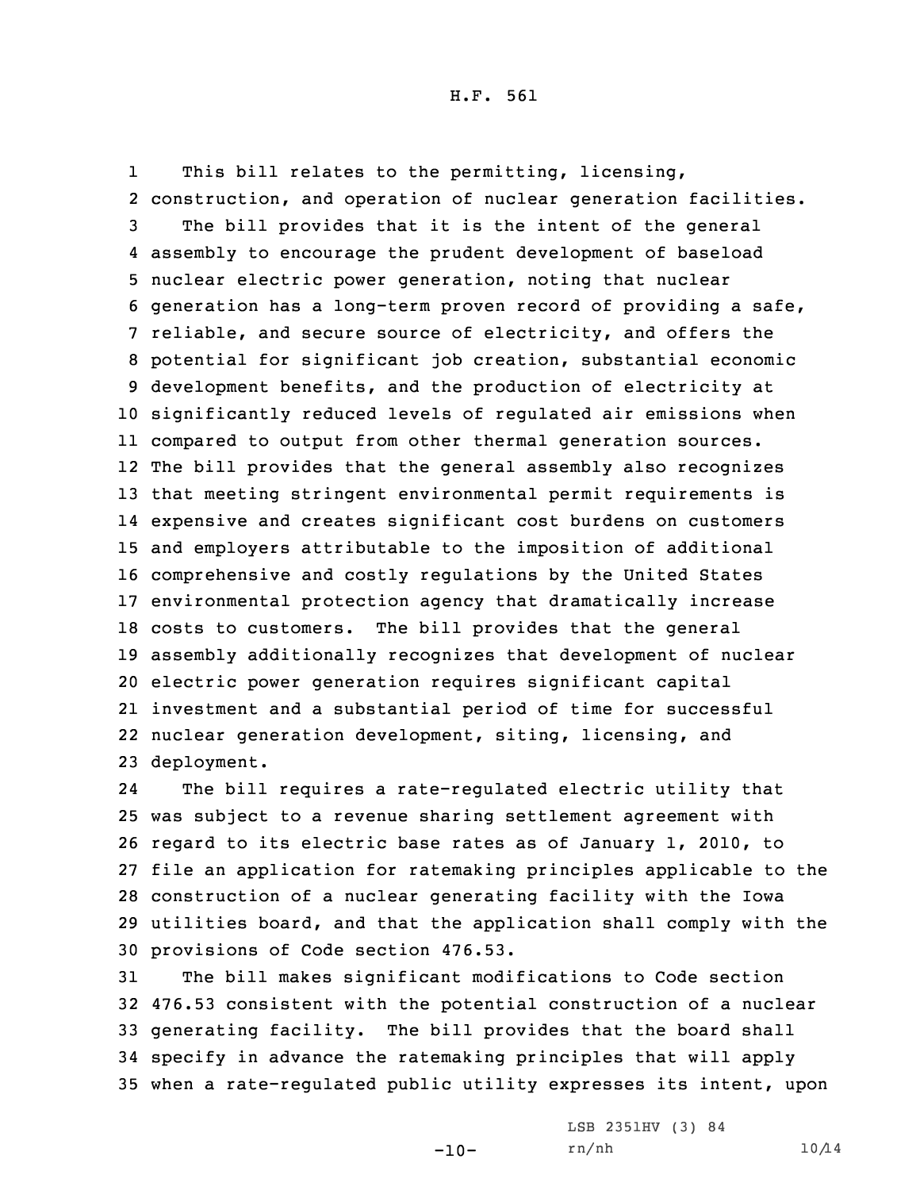This bill relates to the permitting, licensing, construction, and operation of nuclear generation facilities.

The bill provides that it is the intent of the general assembly to encourage the prudent development of baseload nuclear electric power generation, noting that nuclear generation has a long-term proven record of providing a safe, reliable, and secure source of electricity, and offers the potential for significant job creation, substantial economic development benefits, and the production of electricity at significantly reduced levels of regulated air emissions when compared to output from other thermal generation sources. The bill provides that the general assembly also recognizes that meeting stringent environmental permit requirements is expensive and creates significant cost burdens on customers and employers attributable to the imposition of additional comprehensive and costly regulations by the United States environmental protection agency that dramatically increase costs to customers. The bill provides that the general assembly additionally recognizes that development of nuclear electric power generation requires significant capital investment and a substantial period of time for successful nuclear generation development, siting, licensing, and deployment.

The bill requires a rate-regulated electric utility that was subject to a revenue sharing settlement agreement with regard to its electric base rates as of January 1, 2010, to file an application for ratemaking principles applicable to the construction of a nuclear generating facility with the Iowa utilities board, and that the application shall comply with the provisions of Code section 476.53.

The bill makes significant modifications to Code section 476.53 consistent with the potential construction of a nuclear generating facility. The bill provides that the board shall specify in advance the ratemaking principles that will apply when a rate-regulated public utility expresses its intent, upon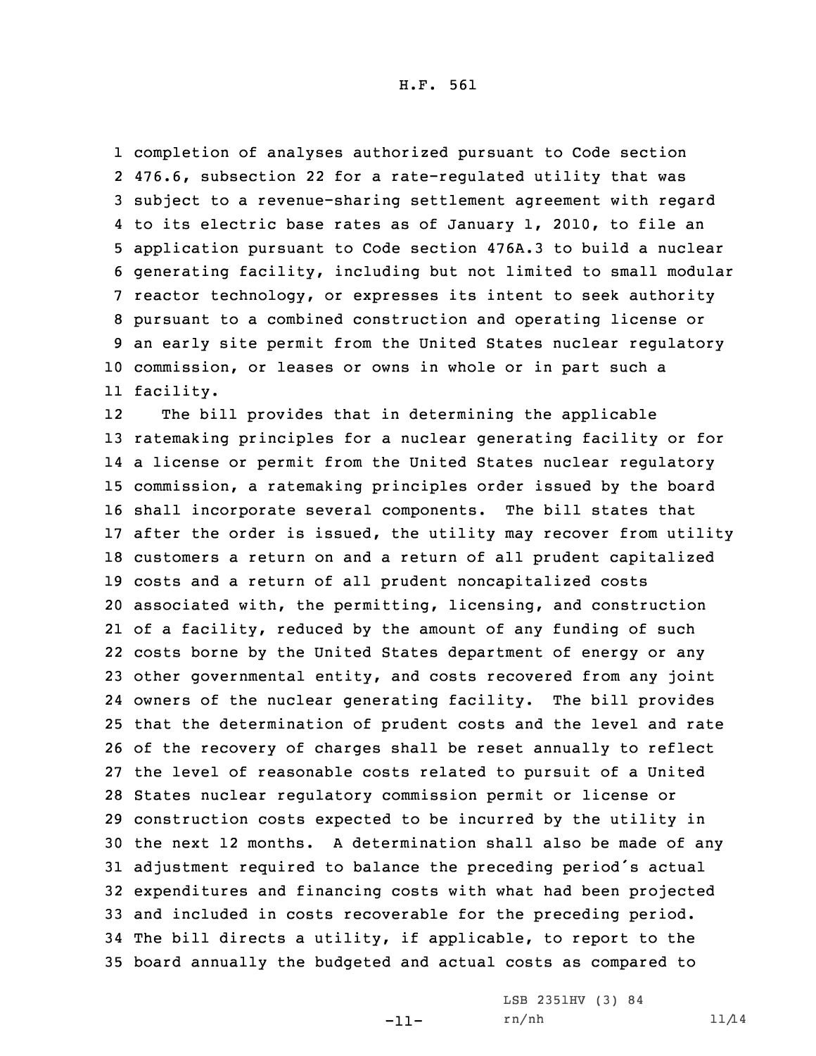completion of analyses authorized pursuant to Code section 476.6, subsection 22 for a rate-regulated utility that was subject to a revenue-sharing settlement agreement with regard to its electric base rates as of January 1, 2010, to file an application pursuant to Code section 476A.3 to build a nuclear generating facility, including but not limited to small modular reactor technology, or expresses its intent to seek authority pursuant to a combined construction and operating license or an early site permit from the United States nuclear regulatory commission, or leases or owns in whole or in part such a facility.

The bill provides that in determining the applicable ratemaking principles for a nuclear generating facility or for a license or permit from the United States nuclear regulatory commission, a ratemaking principles order issued by the board shall incorporate several components. The bill states that after the order is issued, the utility may recover from utility customers a return on and a return of all prudent capitalized costs and a return of all prudent noncapitalized costs associated with, the permitting, licensing, and construction of a facility, reduced by the amount of any funding of such costs borne by the United States department of energy or any other governmental entity, and costs recovered from any joint owners of the nuclear generating facility. The bill provides that the determination of prudent costs and the level and rate of the recovery of charges shall be reset annually to reflect the level of reasonable costs related to pursuit of a United States nuclear regulatory commission permit or license or construction costs expected to be incurred by the utility in the next 12 months. A determination shall also be made of any adjustment required to balance the preceding period's actual expenditures and financing costs with what had been projected and included in costs recoverable for the preceding period. The bill directs a utility, if applicable, to report to the board annually the budgeted and actual costs as compared to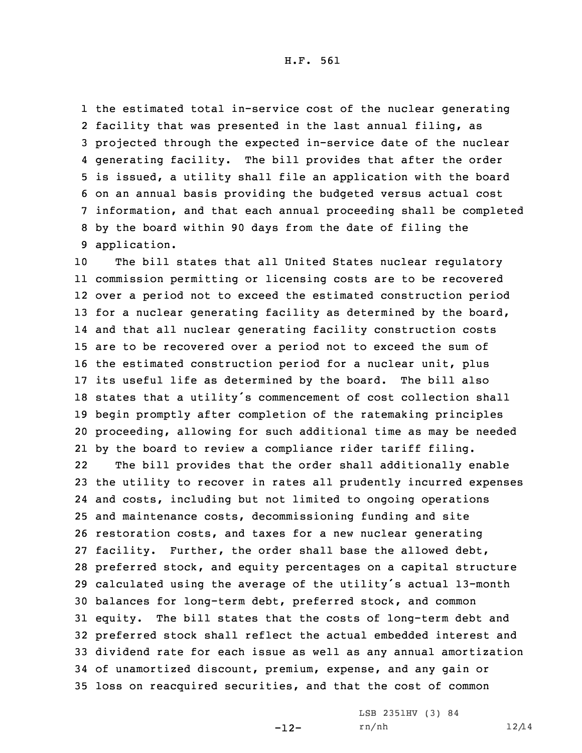the estimated total in-service cost of the nuclear generating facility that was presented in the last annual filing, as projected through the expected in-service date of the nuclear generating facility. The bill provides that after the order is issued, a utility shall file an application with the board on an annual basis providing the budgeted versus actual cost information, and that each annual proceeding shall be completed by the board within 90 days from the date of filing the application.

The bill states that all United States nuclear regulatory commission permitting or licensing costs are to be recovered over a period not to exceed the estimated construction period for a nuclear generating facility as determined by the board, and that all nuclear generating facility construction costs are to be recovered over a period not to exceed the sum of the estimated construction period for a nuclear unit, plus its useful life as determined by the board. The bill also states that a utility's commencement of cost collection shall begin promptly after completion of the ratemaking principles proceeding, allowing for such additional time as may be needed by the board to review a compliance rider tariff filing.

The bill provides that the order shall additionally enable the utility to recover in rates all prudently incurred expenses and costs, including but not limited to ongoing operations and maintenance costs, decommissioning funding and site restoration costs, and taxes for a new nuclear generating facility. Further, the order shall base the allowed debt, preferred stock, and equity percentages on a capital structure calculated using the average of the utility's actual 13-month balances for long-term debt, preferred stock, and common equity. The bill states that the costs of long-term debt and preferred stock shall reflect the actual embedded interest and dividend rate for each issue as well as any annual amortization of unamortized discount, premium, expense, and any gain or loss on reacquired securities, and that the cost of common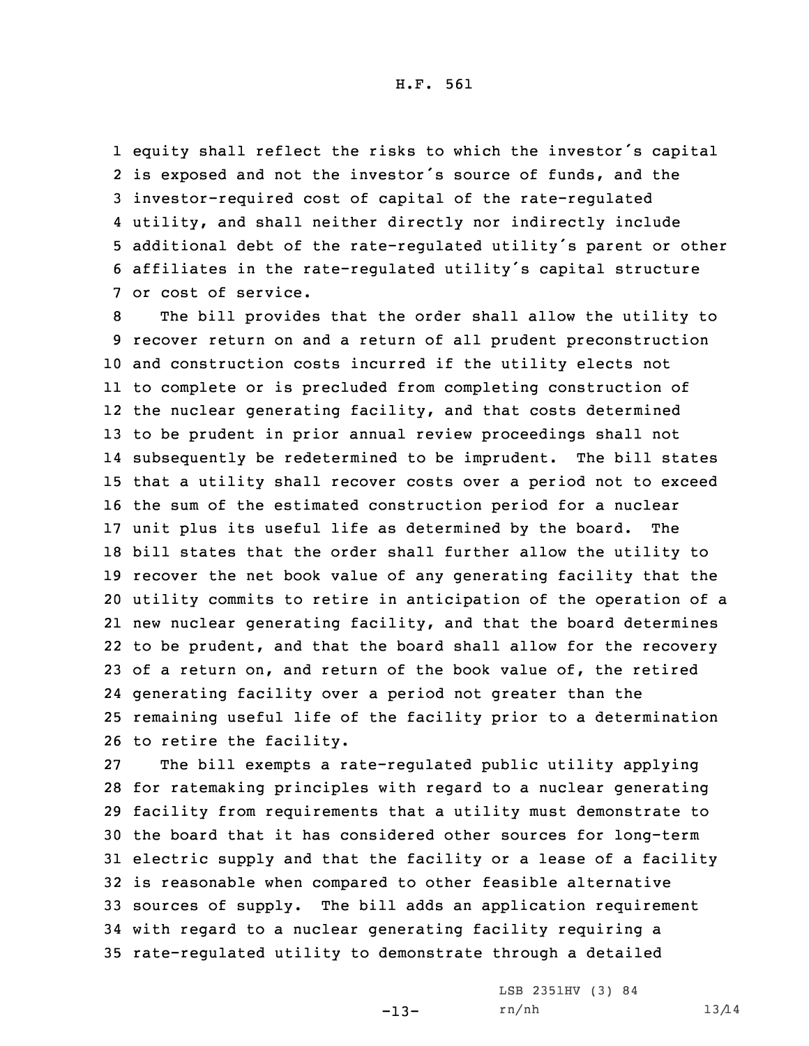equity shall reflect the risks to which the investor's capital is exposed and not the investor's source of funds, and the investor-required cost of capital of the rate-regulated utility, and shall neither directly nor indirectly include additional debt of the rate-regulated utility's parent or other affiliates in the rate-regulated utility's capital structure or cost of service.

The bill provides that the order shall allow the utility to recover return on and a return of all prudent preconstruction and construction costs incurred if the utility elects not to complete or is precluded from completing construction of the nuclear generating facility, and that costs determined to be prudent in prior annual review proceedings shall not subsequently be redetermined to be imprudent. The bill states that a utility shall recover costs over a period not to exceed the sum of the estimated construction period for a nuclear unit plus its useful life as determined by the board. The bill states that the order shall further allow the utility to recover the net book value of any generating facility that the utility commits to retire in anticipation of the operation of a new nuclear generating facility, and that the board determines to be prudent, and that the board shall allow for the recovery of a return on, and return of the book value of, the retired generating facility over a period not greater than the remaining useful life of the facility prior to a determination to retire the facility.

The bill exempts a rate-regulated public utility applying for ratemaking principles with regard to a nuclear generating facility from requirements that a utility must demonstrate to the board that it has considered other sources for long-term electric supply and that the facility or a lease of a facility is reasonable when compared to other feasible alternative sources of supply. The bill adds an application requirement with regard to a nuclear generating facility requiring a rate-regulated utility to demonstrate through a detailed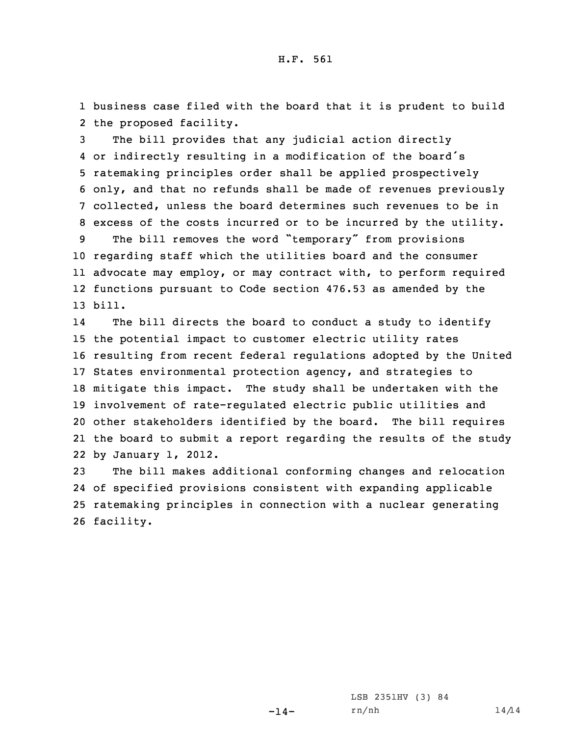business case filed with the board that it is prudent to build the proposed facility.

The bill provides that any judicial action directly or indirectly resulting in a modification of the board's ratemaking principles order shall be applied prospectively only, and that no refunds shall be made of revenues previously collected, unless the board determines such revenues to be in excess of the costs incurred or to be incurred by the utility.

The bill removes the word "temporary" from provisions regarding staff which the utilities board and the consumer advocate may employ, or may contract with, to perform required functions pursuant to Code section 476.53 as amended by the bill.

The bill directs the board to conduct a study to identify the potential impact to customer electric utility rates resulting from recent federal regulations adopted by the United States environmental protection agency, and strategies to mitigate this impact. The study shall be undertaken with the involvement of rate-regulated electric public utilities and other stakeholders identified by the board. The bill requires the board to submit a report regarding the results of the study by January 1, 2012.

The bill makes additional conforming changes and relocation of specified provisions consistent with expanding applicable ratemaking principles in connection with a nuclear generating facility.

LSB 2351HV (3) 84
rn/nh